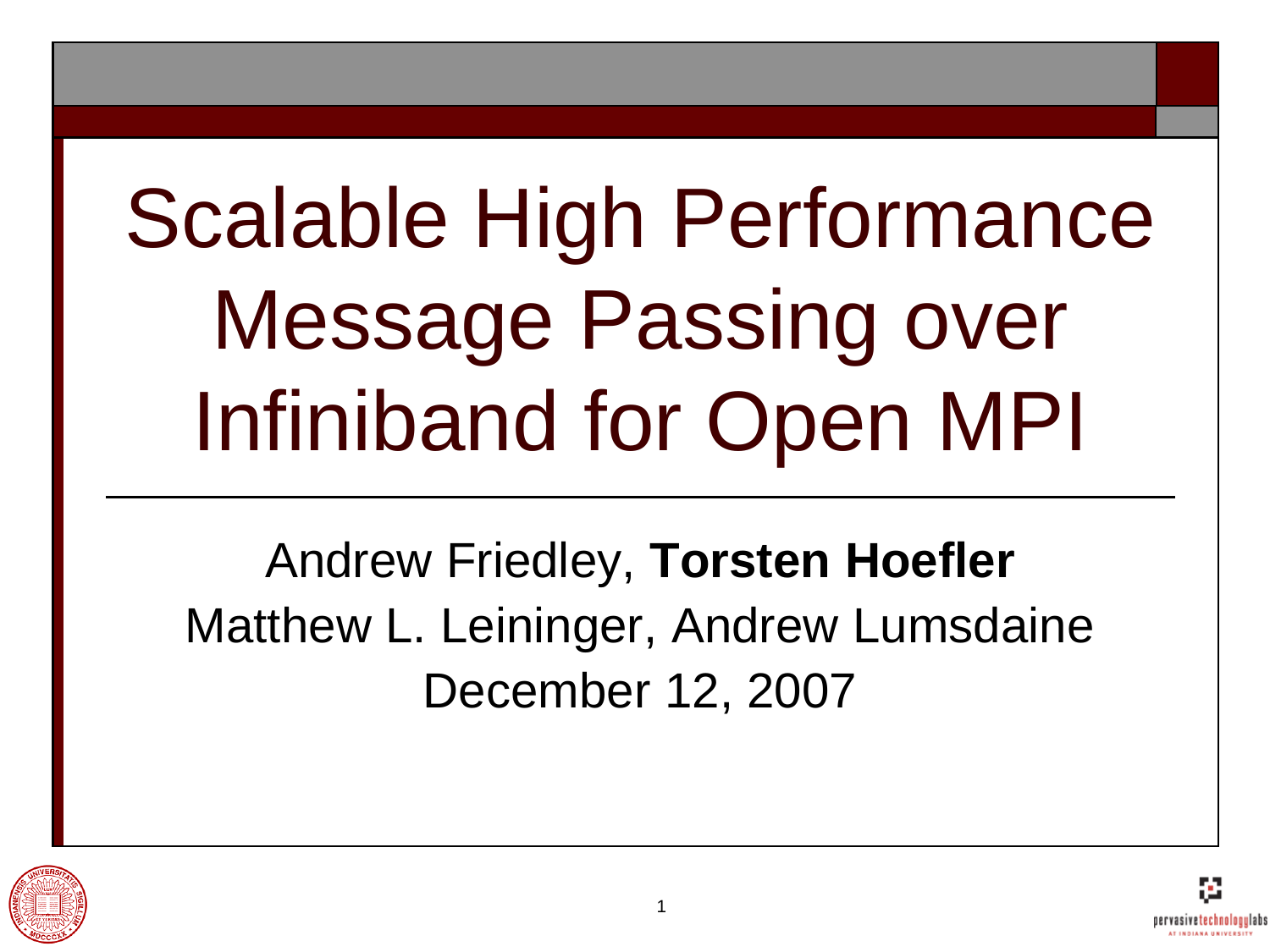# Scalable High Performance Message Passing over Infiniband for Open MPI

Andrew Friedley, **Torsten Hoefler**
Matthew L. Leininger, Andrew Lumsdaine
December 12, 2007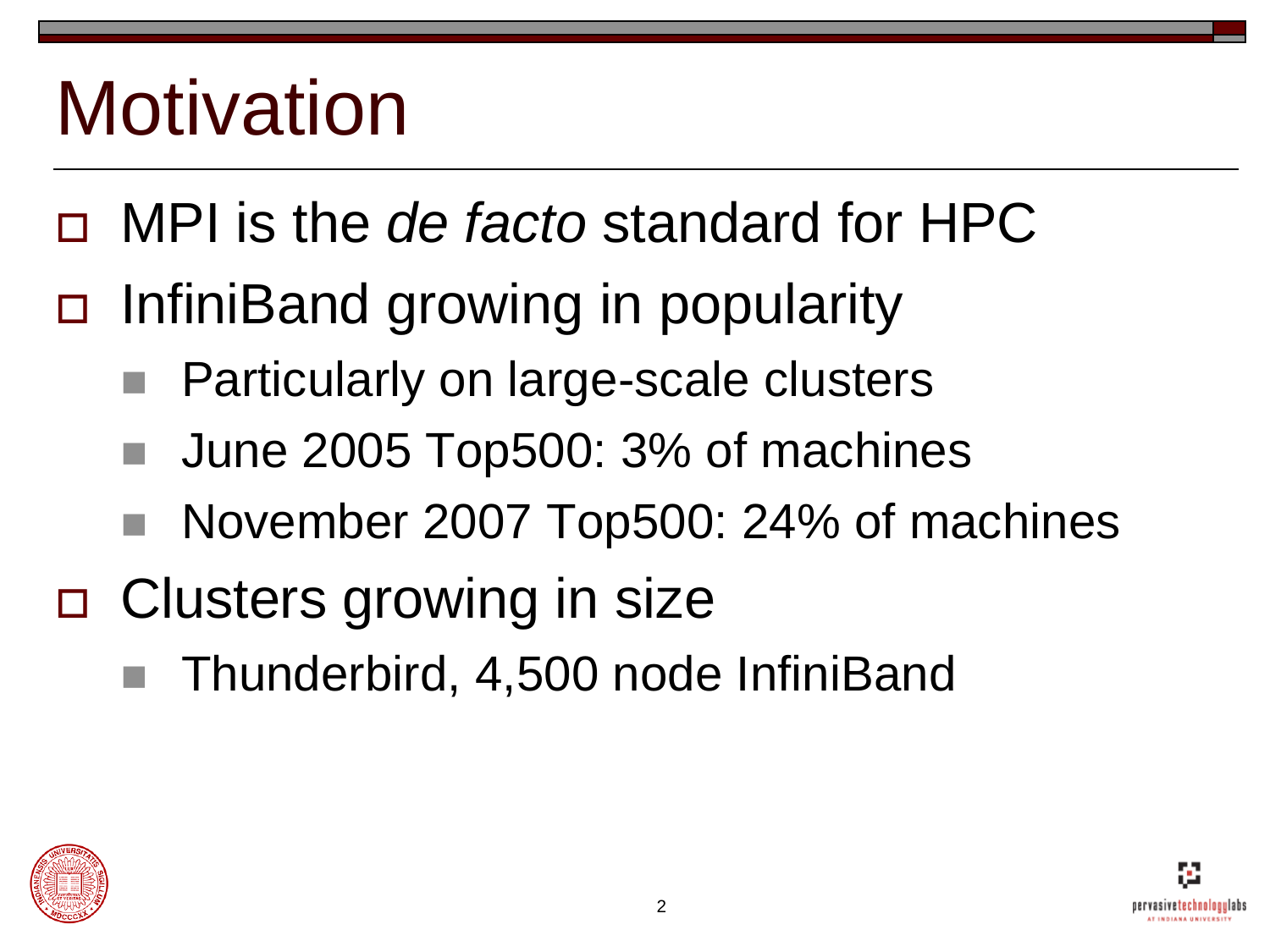# Motivation

- MPI is the *de facto* standard for HPC
- InfiniBand growing in popularity
  - Particularly on large-scale clusters
  - June 2005 Top500: 3% of machines
  - November 2007 Top500: 24% of machines
- Clusters growing in size
  - Thunderbird, 4,500 node InfiniBand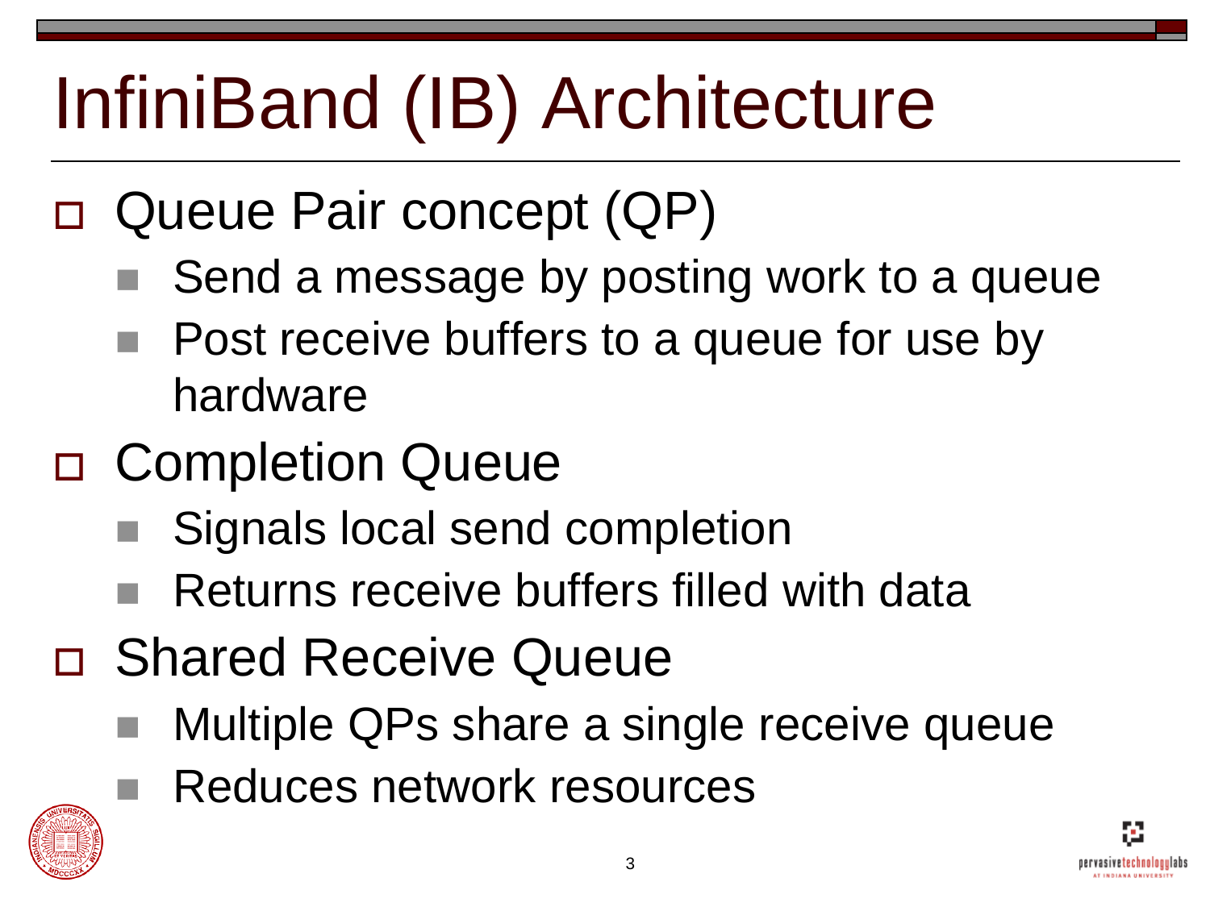# InfiniBand (IB) Architecture

- Queue Pair concept (QP)
  - Send a message by posting work to a queue
  - Post receive buffers to a queue for use by hardware
- Completion Queue
  - Signals local send completion
  - Returns receive buffers filled with data
- Shared Receive Queue
  - Multiple QPs share a single receive queue
  - Reduces network resources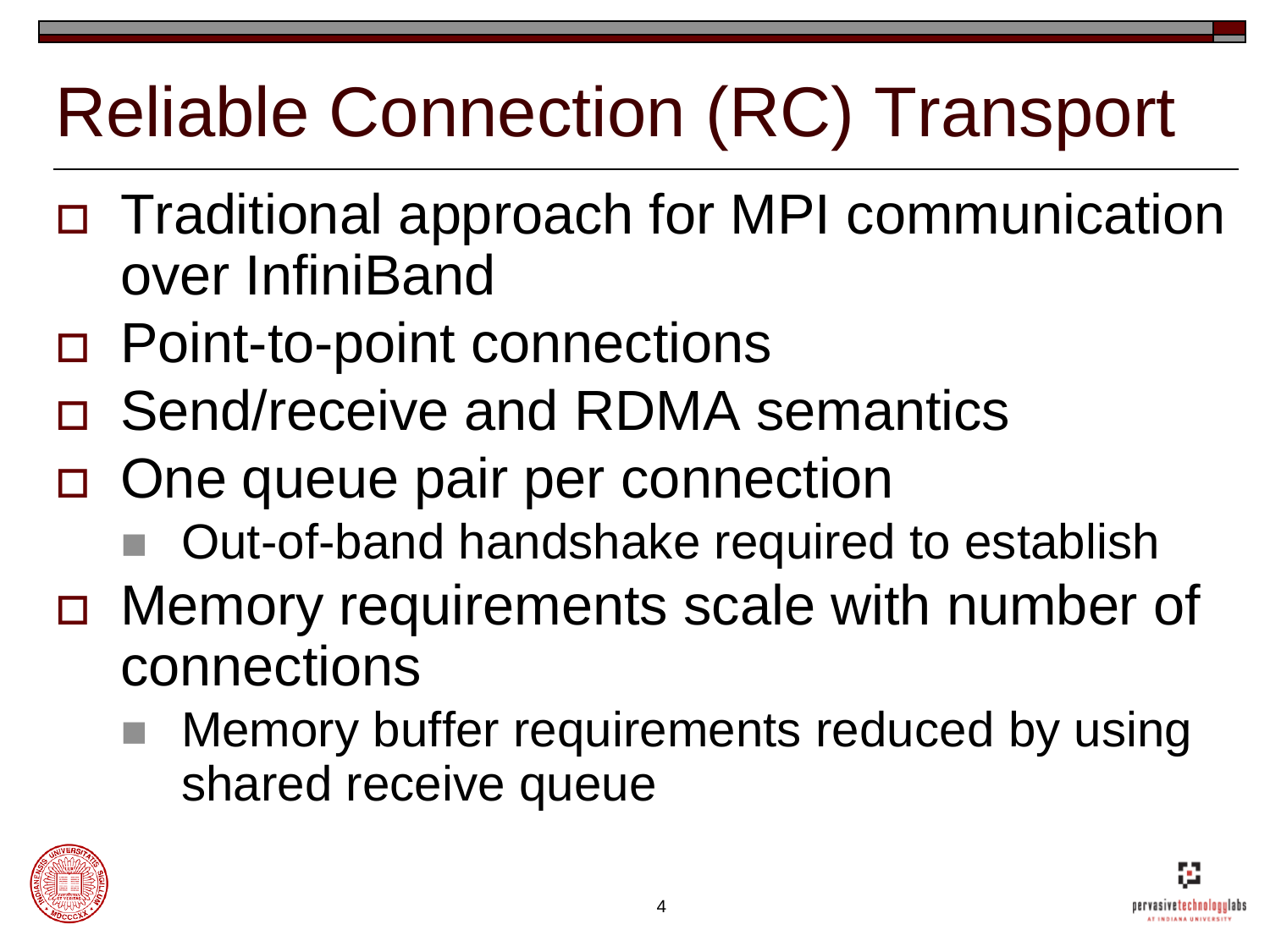# Reliable Connection (RC) Transport

- Traditional approach for MPI communication over InfiniBand
- Point-to-point connections
- Send/receive and RDMA semantics
- One queue pair per connection
  - Out-of-band handshake required to establish
- Memory requirements scale with number of connections
  - Memory buffer requirements reduced by using shared receive queue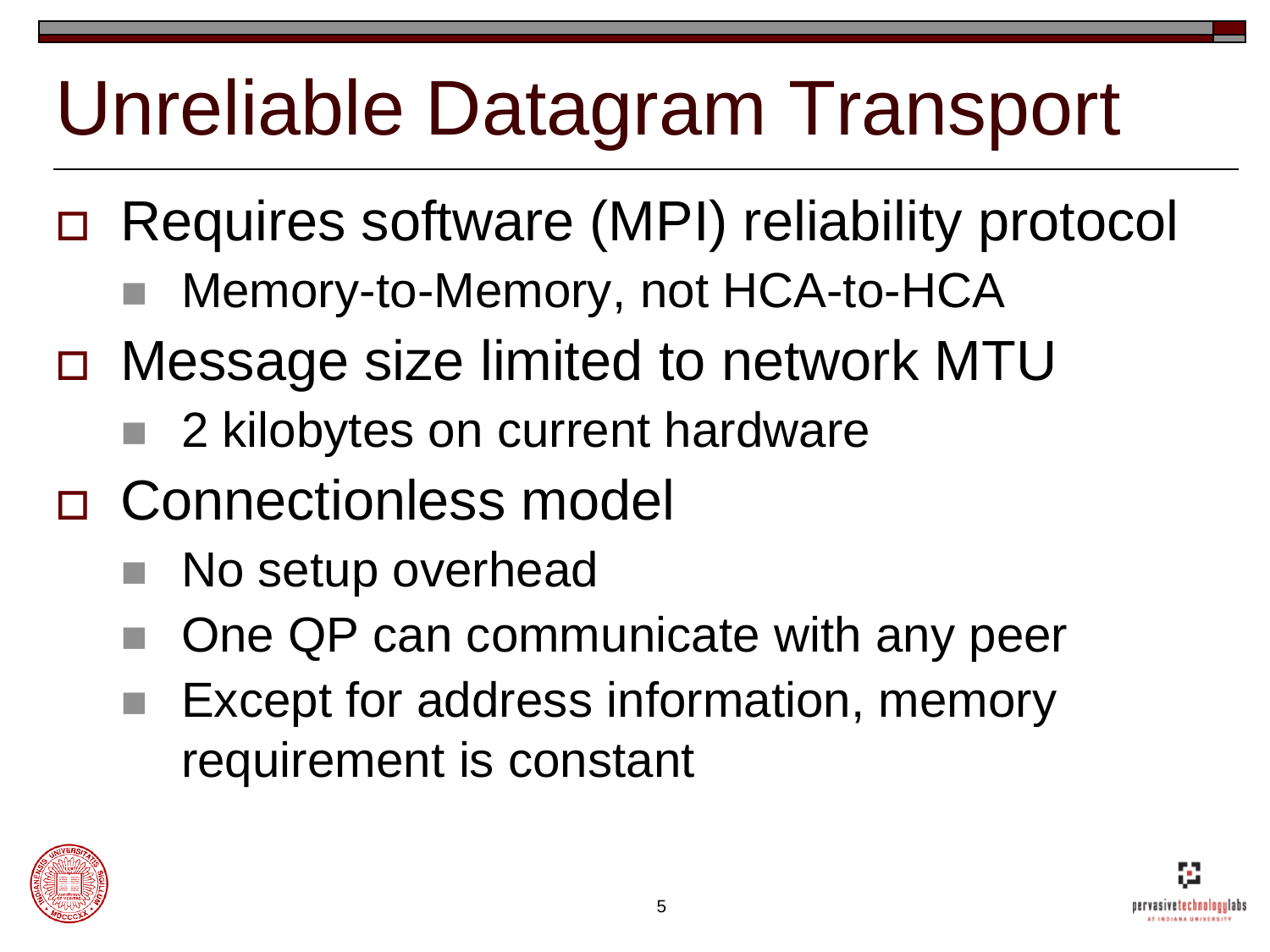# Unreliable Datagram Transport

- Requires software (MPI) reliability protocol
  - Memory-to-Memory, not HCA-to-HCA
- Message size limited to network MTU
  - 2 kilobytes on current hardware
- Connectionless model
  - No setup overhead
  - One QP can communicate with any peer
  - Except for address information, memory requirement is constant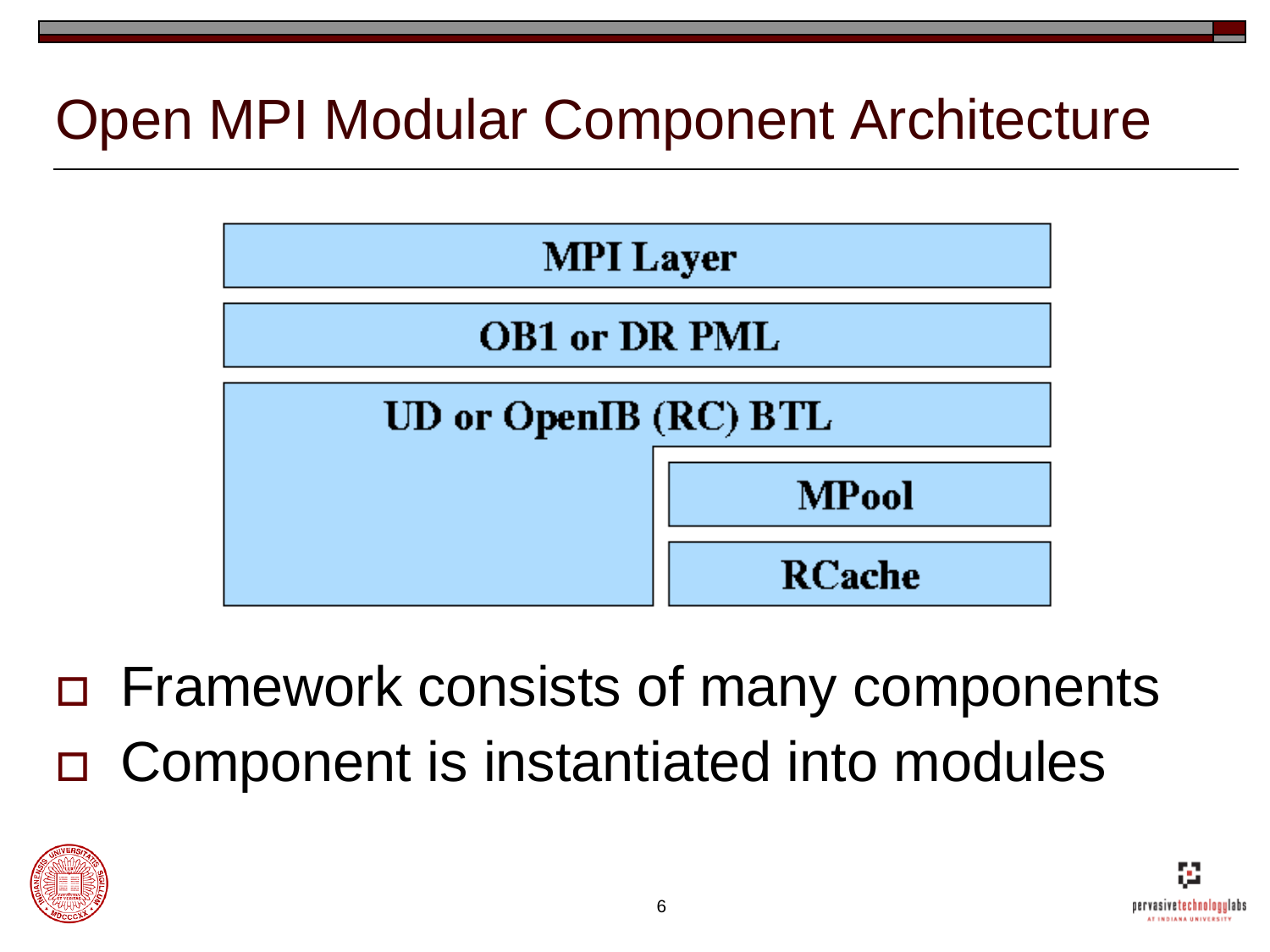# Open MPI Modular Component Architecture

MPI Layer

OB1 or DR PML

UD or OpenIB (RC) BTL

MPool

RCache

- Framework consists of many components
- Component is instantiated into modules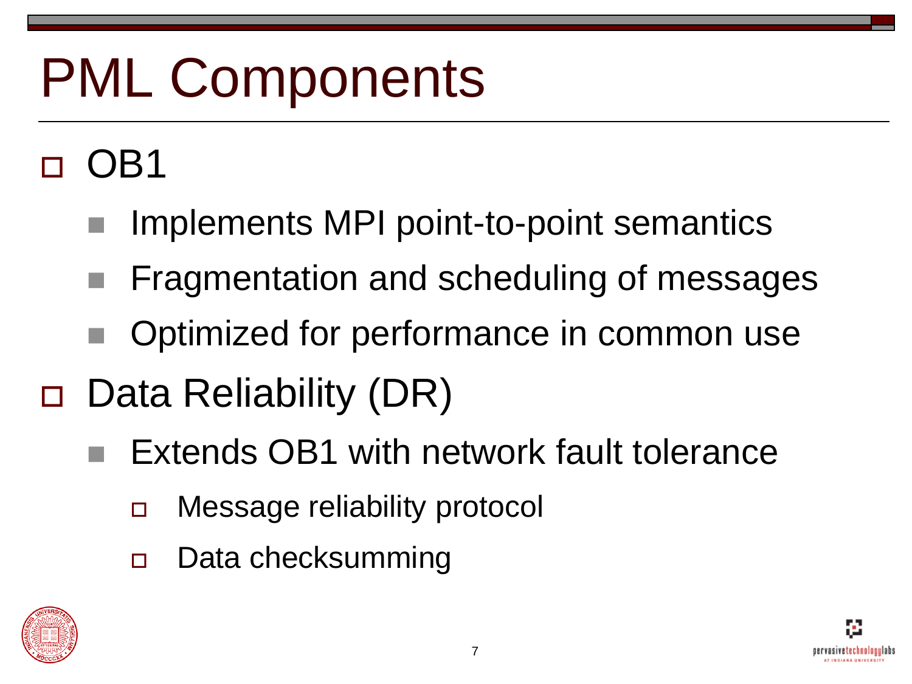# PML Components

- OB1
  - Implements MPI point-to-point semantics
  - Fragmentation and scheduling of messages
  - Optimized for performance in common use
- Data Reliability (DR)
  - Extends OB1 with network fault tolerance
    - Message reliability protocol
    - Data checksumming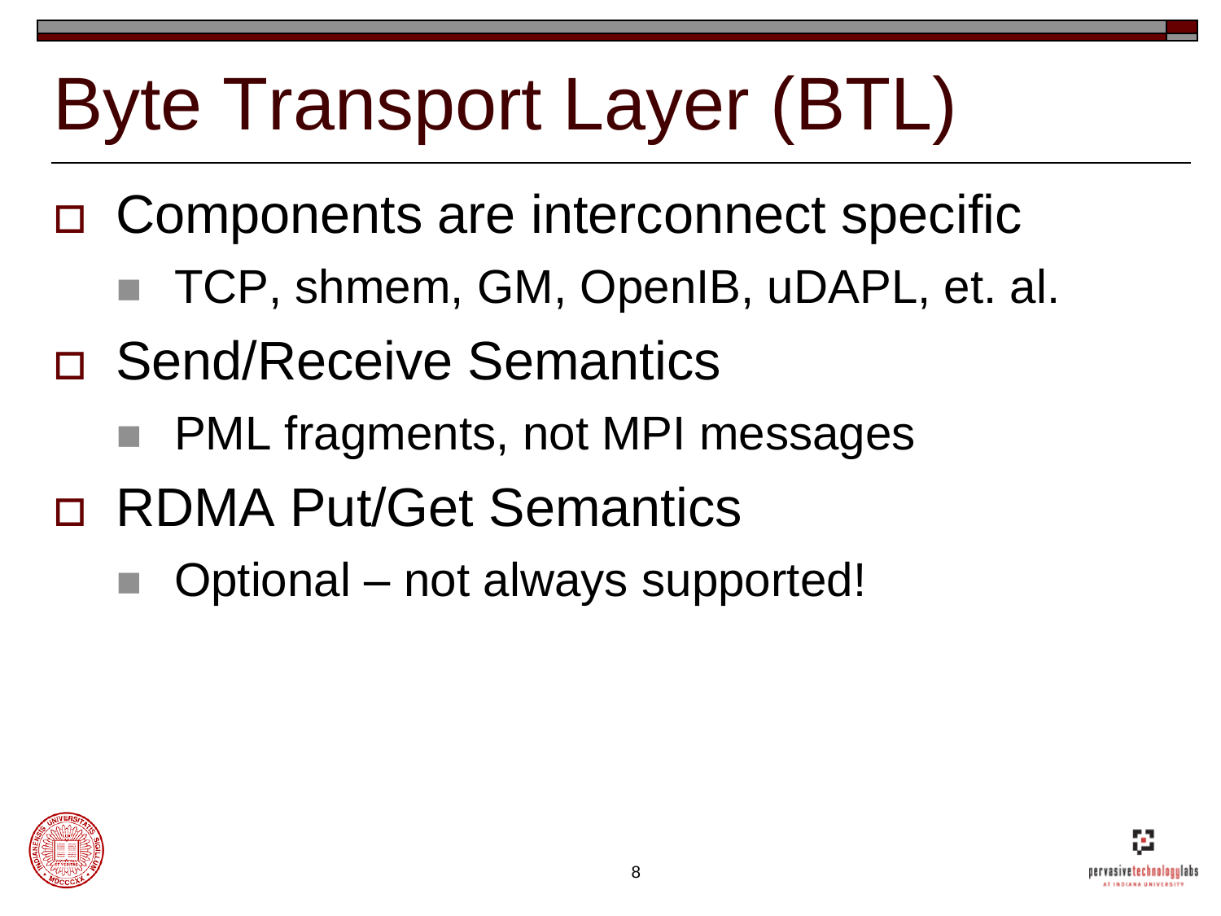# Byte Transport Layer (BTL)

- Components are interconnect specific
  - TCP, shmem, GM, OpenIB, uDAPL, et. al.
- Send/Receive Semantics
  - PML fragments, not MPI messages
- RDMA Put/Get Semantics
  - Optional – not always supported!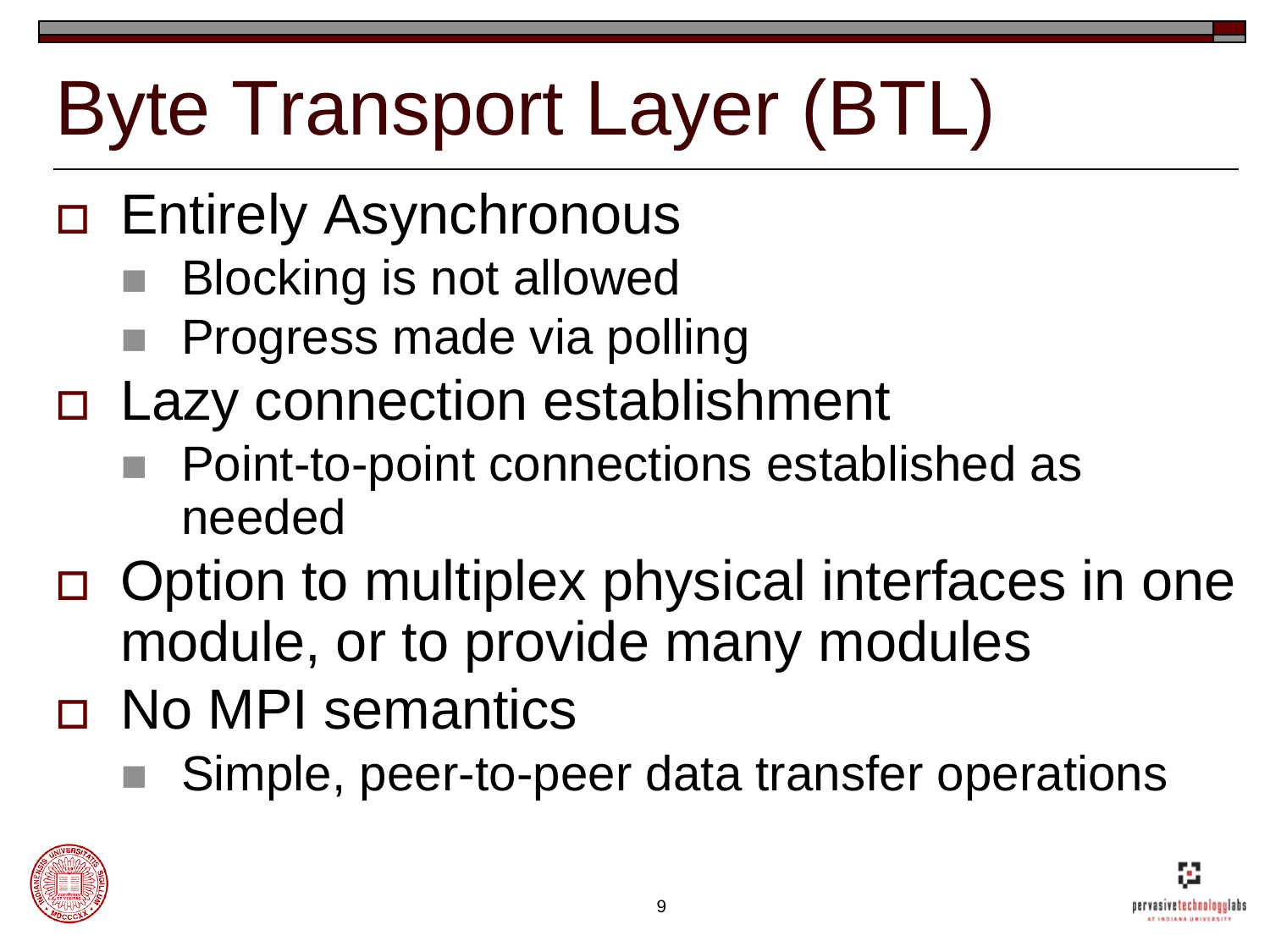# Byte Transport Layer (BTL)

- Entirely Asynchronous
  - Blocking is not allowed
  - Progress made via polling
- Lazy connection establishment
  - Point-to-point connections established as needed
- Option to multiplex physical interfaces in one module, or to provide many modules
- No MPI semantics
  - Simple, peer-to-peer data transfer operations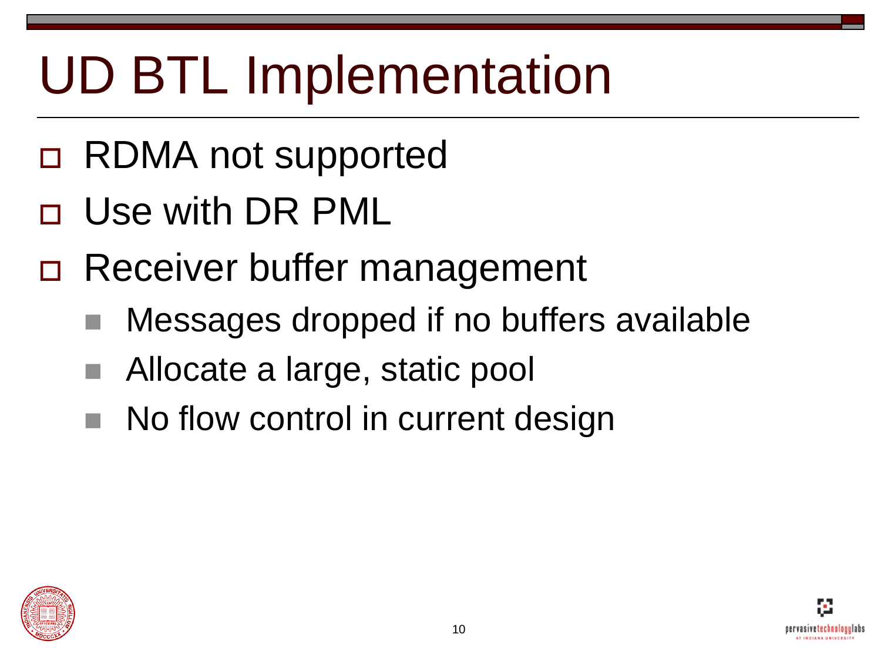# UD BTL Implementation

- RDMA not supported
- Use with DR PML
- Receiver buffer management
  - Messages dropped if no buffers available
  - Allocate a large, static pool
  - No flow control in current design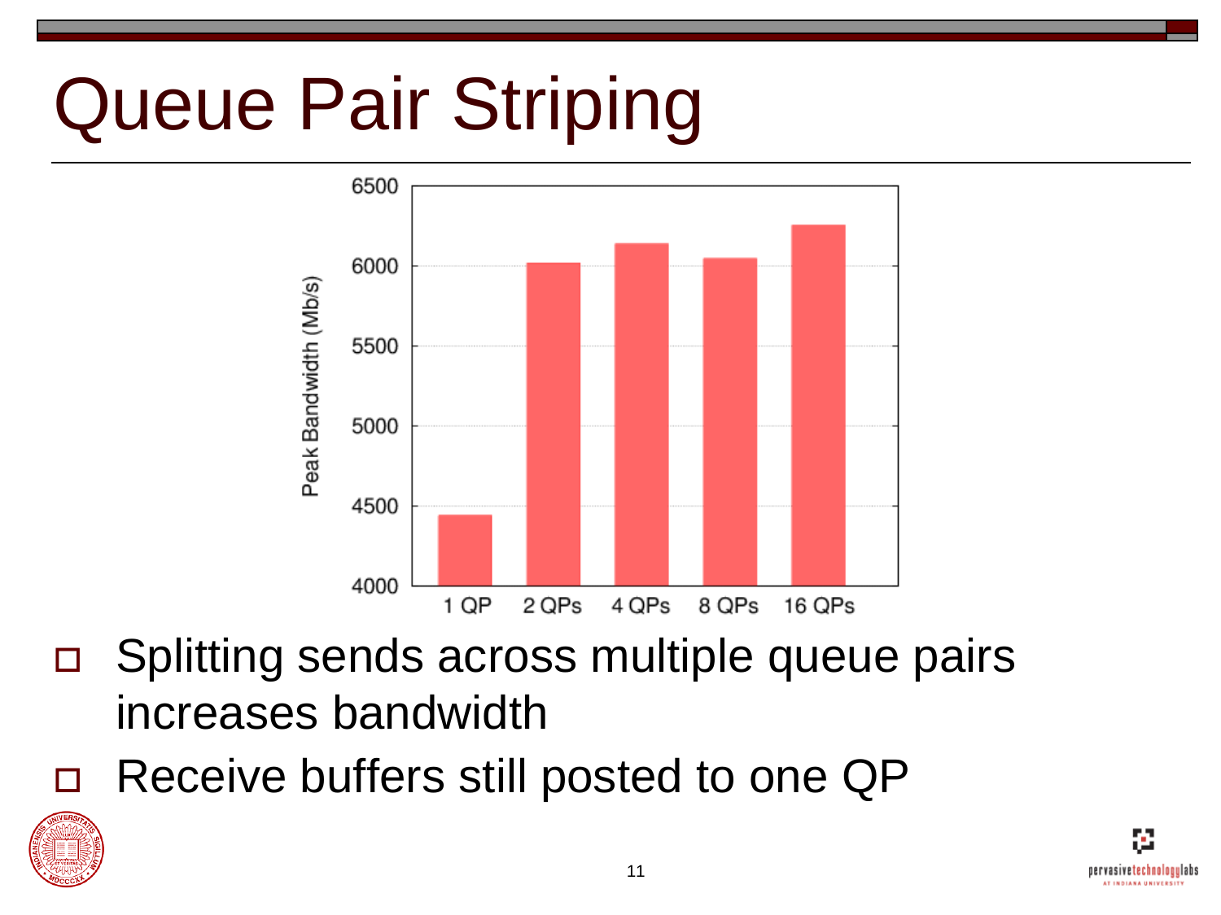# Queue Pair Striping

- Splitting sends across multiple queue pairs increases bandwidth
- Receive buffers still posted to one QP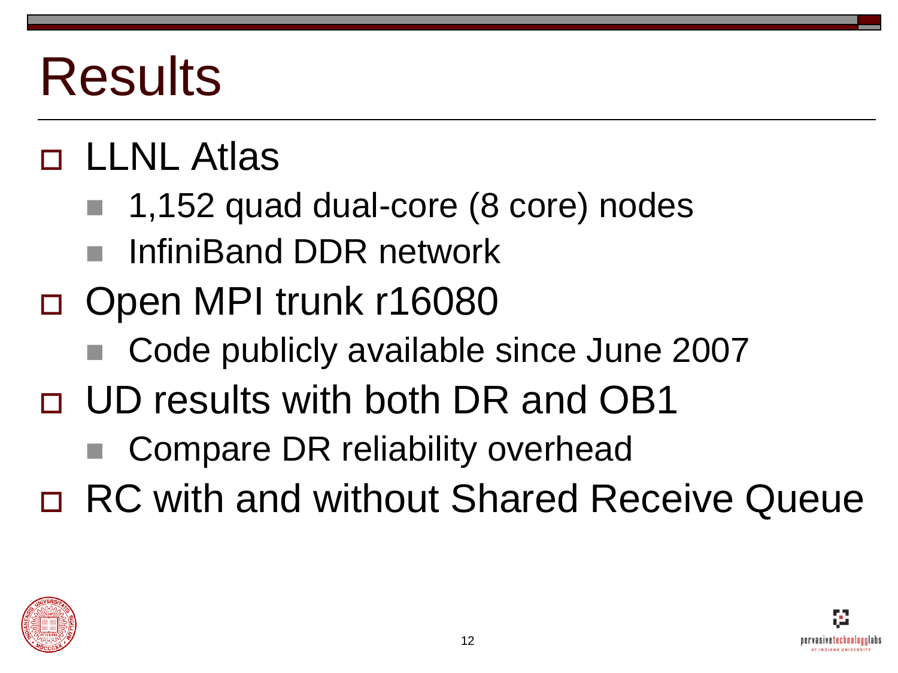# Results

- LLNL Atlas
  - 1,152 quad dual-core (8 core) nodes
  - InfiniBand DDR network
- Open MPI trunk r16080
  - Code publicly available since June 2007
- UD results with both DR and OB1
  - Compare DR reliability overhead
- RC with and without Shared Receive Queue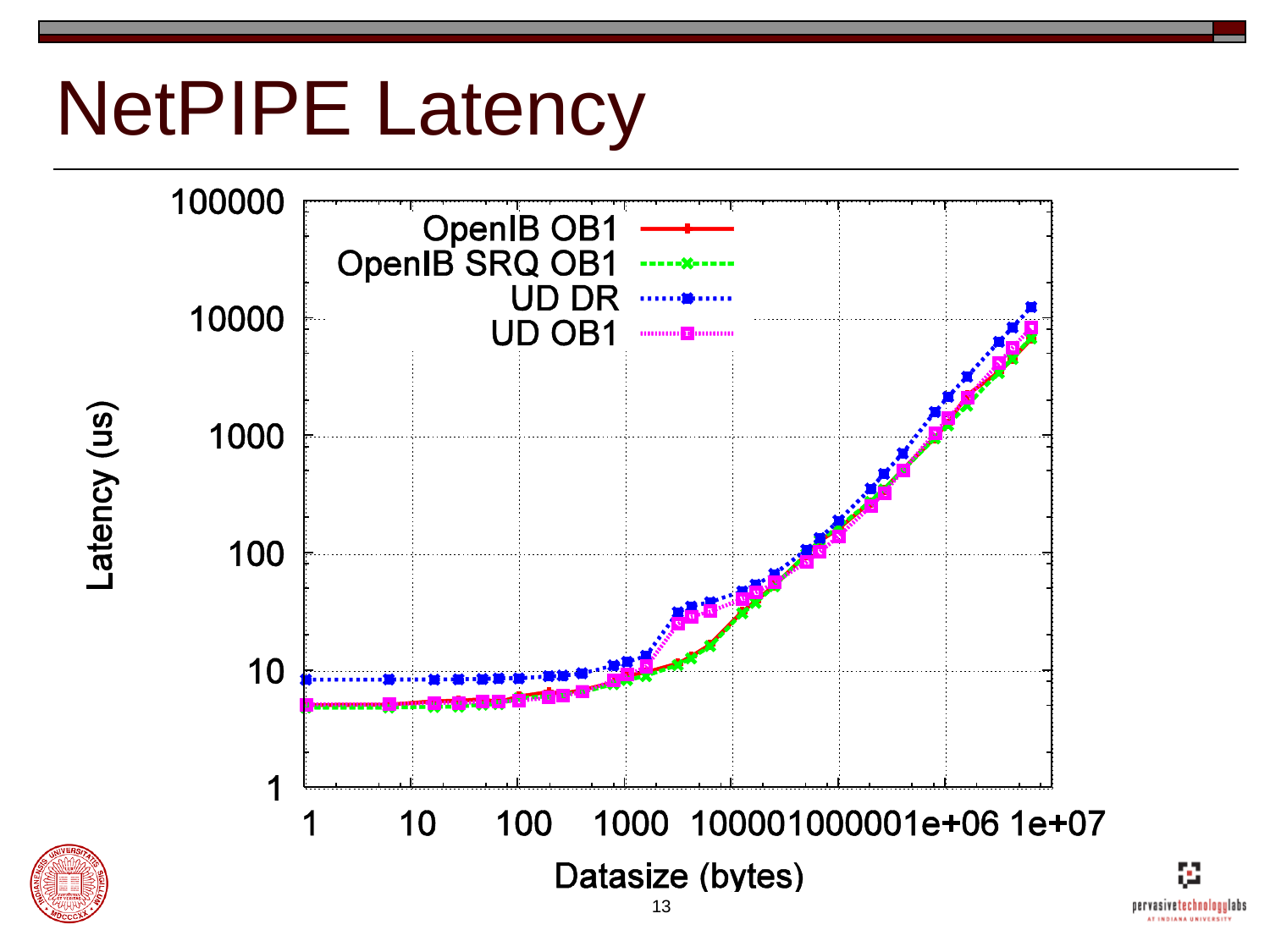# NetPIPE Latency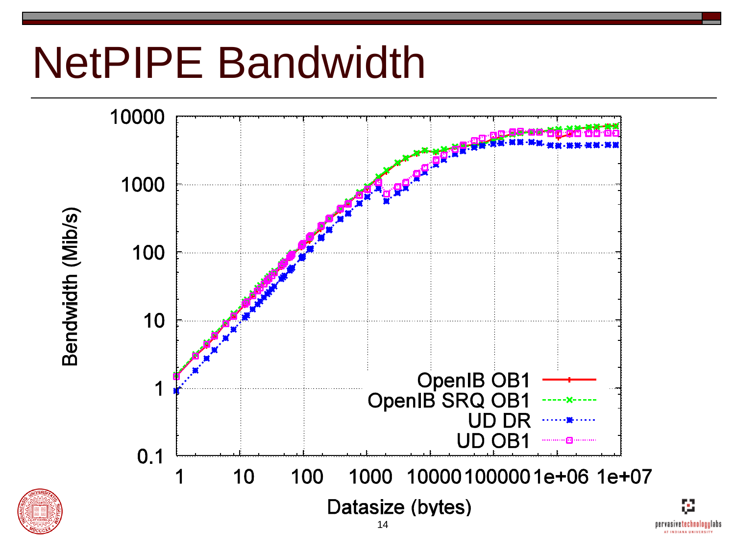# NetPIPE Bandwidth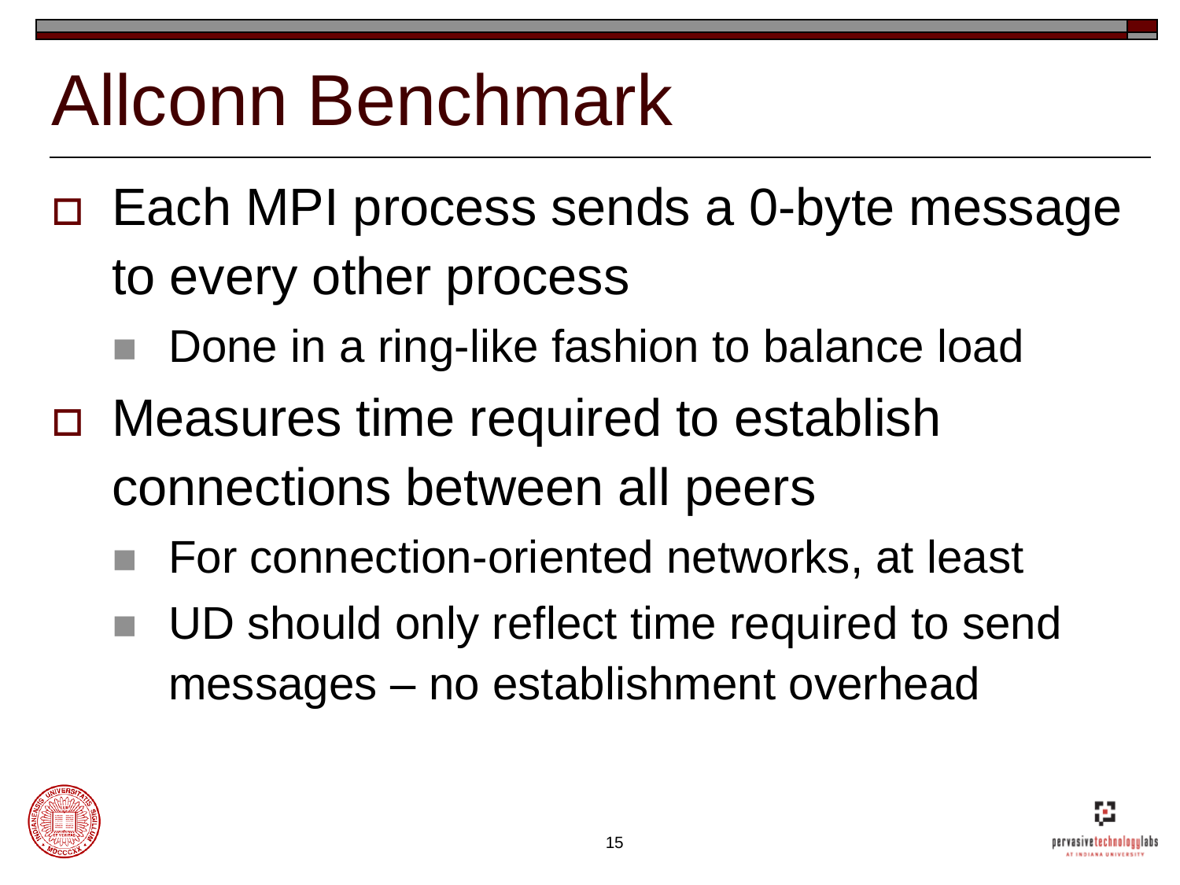# Allconn Benchmark

- Each MPI process sends a 0-byte message to every other process
  - Done in a ring-like fashion to balance load
- Measures time required to establish connections between all peers
  - For connection-oriented networks, at least
  - UD should only reflect time required to send messages – no establishment overhead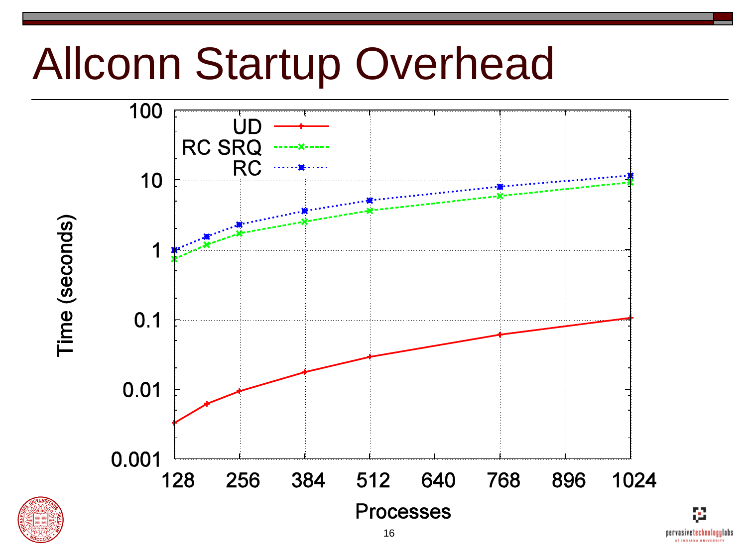# Allconn Startup Overhead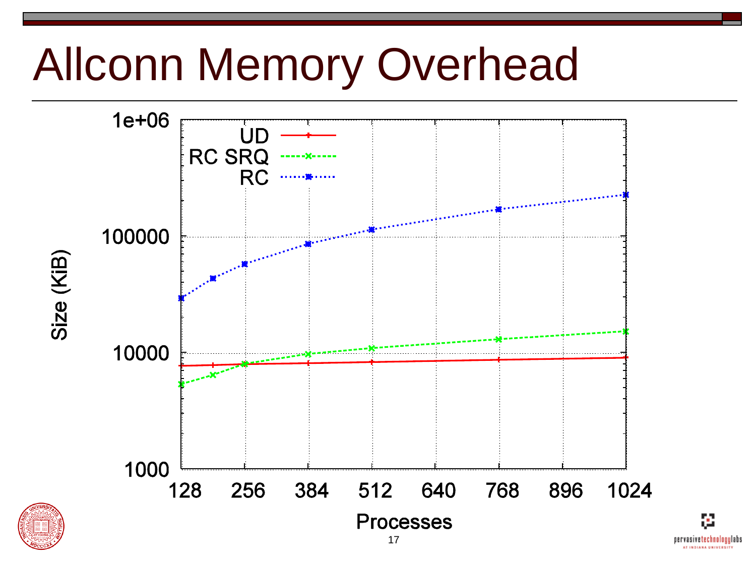# Allconn Memory Overhead

Size (KiB)

1e+06

100000

10000

1000

UD

RC SRQ

RC

128 256 384 512 640 768 896 1024

Processes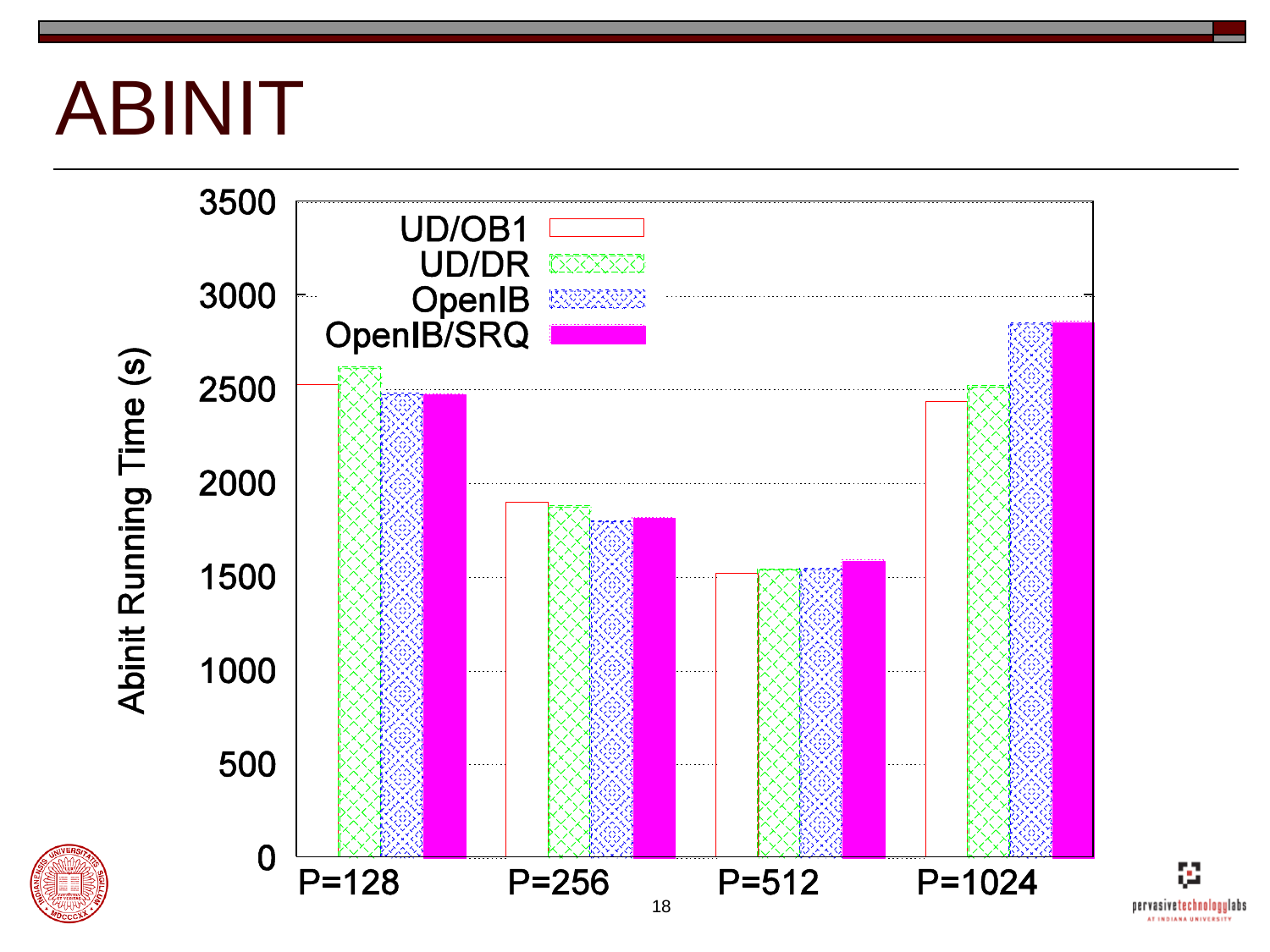# ABINIT

Abinit Running Time (s)

| | UD/OB1 | UD/DR | OpenIB | OpenIB/SRQ |
|---|---|---|---|---|
| P=128 | ~2510 | ~2610 | ~2470 | ~2470 |
| P=256 | ~1890 | ~1870 | ~1790 | ~1810 |
| P=512 | ~1510 | ~1530 | ~1540 | ~1580 |
| P=1024 | ~2420 | ~2510 | ~2850 | ~2850 |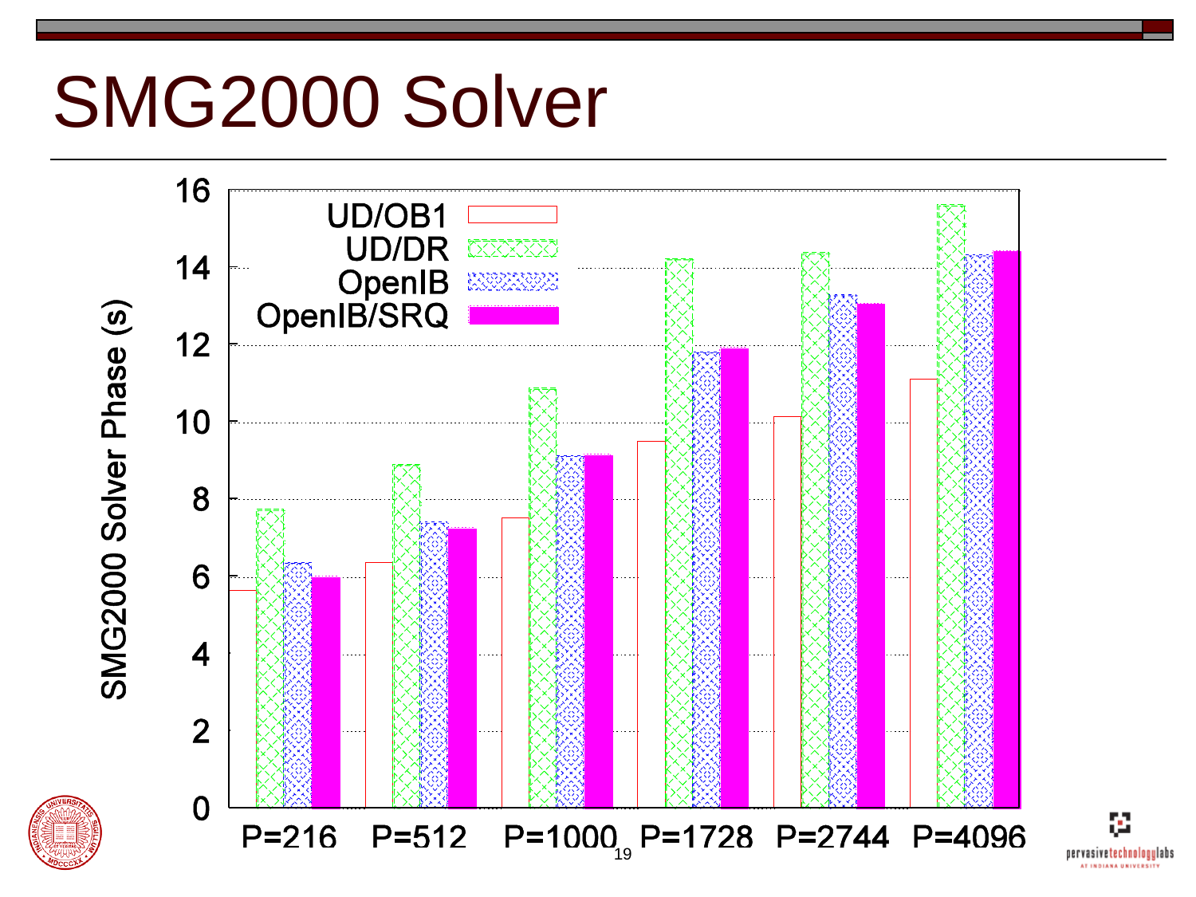# SMG2000 Solver

SMG2000 Solver Phase (s)

| | UD/OB1 | UD/DR | OpenIB | OpenIB/SRQ |
|---|---|---|---|---|
| P=216 | 5.6 | 7.7 | 6.3 | 6.0 |
| P=512 | 6.3 | 8.9 | 7.4 | 7.2 |
| P=1000 | 7.5 | 10.8 | 9.1 | 9.1 |
| P=1728 | 9.5 | 14.2 | 11.8 | 11.9 |
| P=2744 | 10.1 | 14.4 | 13.3 | 13.0 |
| P=4096 | 11.1 | 15.6 | 14.3 | 14.4 |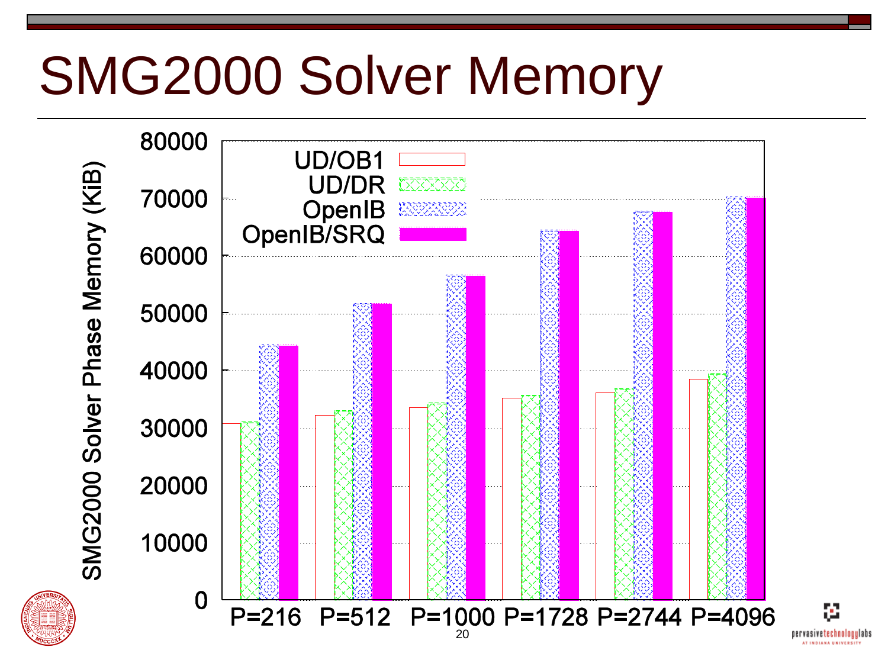# SMG2000 Solver Memory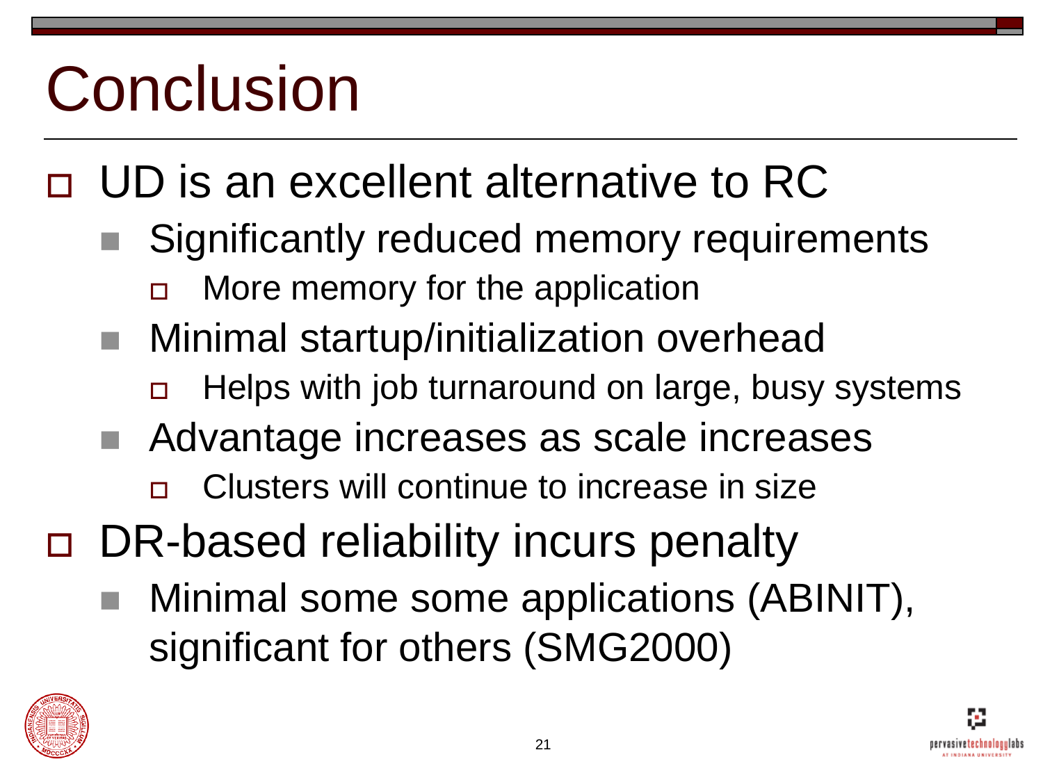# Conclusion

- UD is an excellent alternative to RC
  - Significantly reduced memory requirements
    - More memory for the application
  - Minimal startup/initialization overhead
    - Helps with job turnaround on large, busy systems
  - Advantage increases as scale increases
    - Clusters will continue to increase in size
- DR-based reliability incurs penalty
  - Minimal some some applications (ABINIT), significant for others (SMG2000)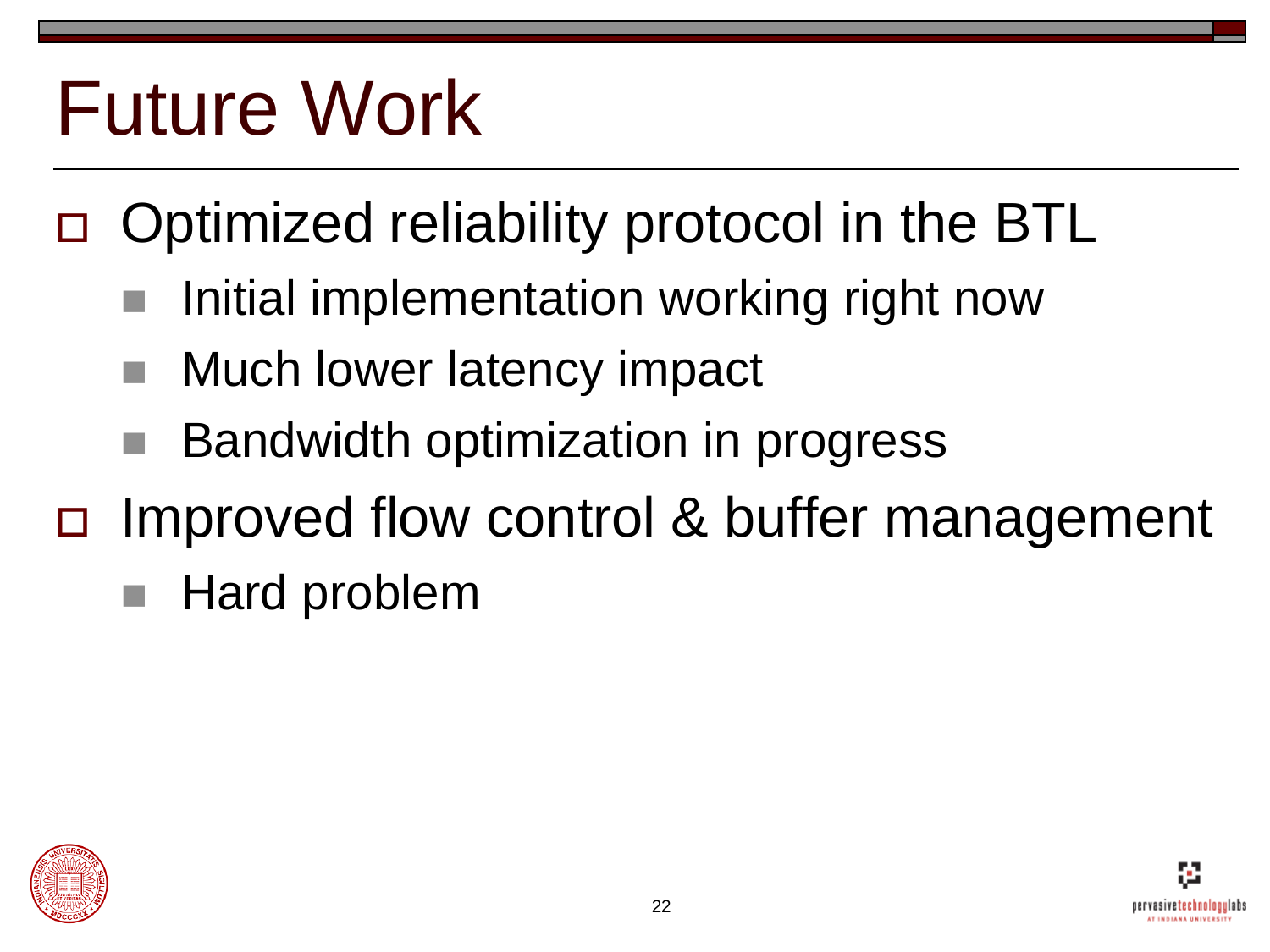# Future Work

- Optimized reliability protocol in the BTL
  - Initial implementation working right now
  - Much lower latency impact
  - Bandwidth optimization in progress
- Improved flow control & buffer management
  - Hard problem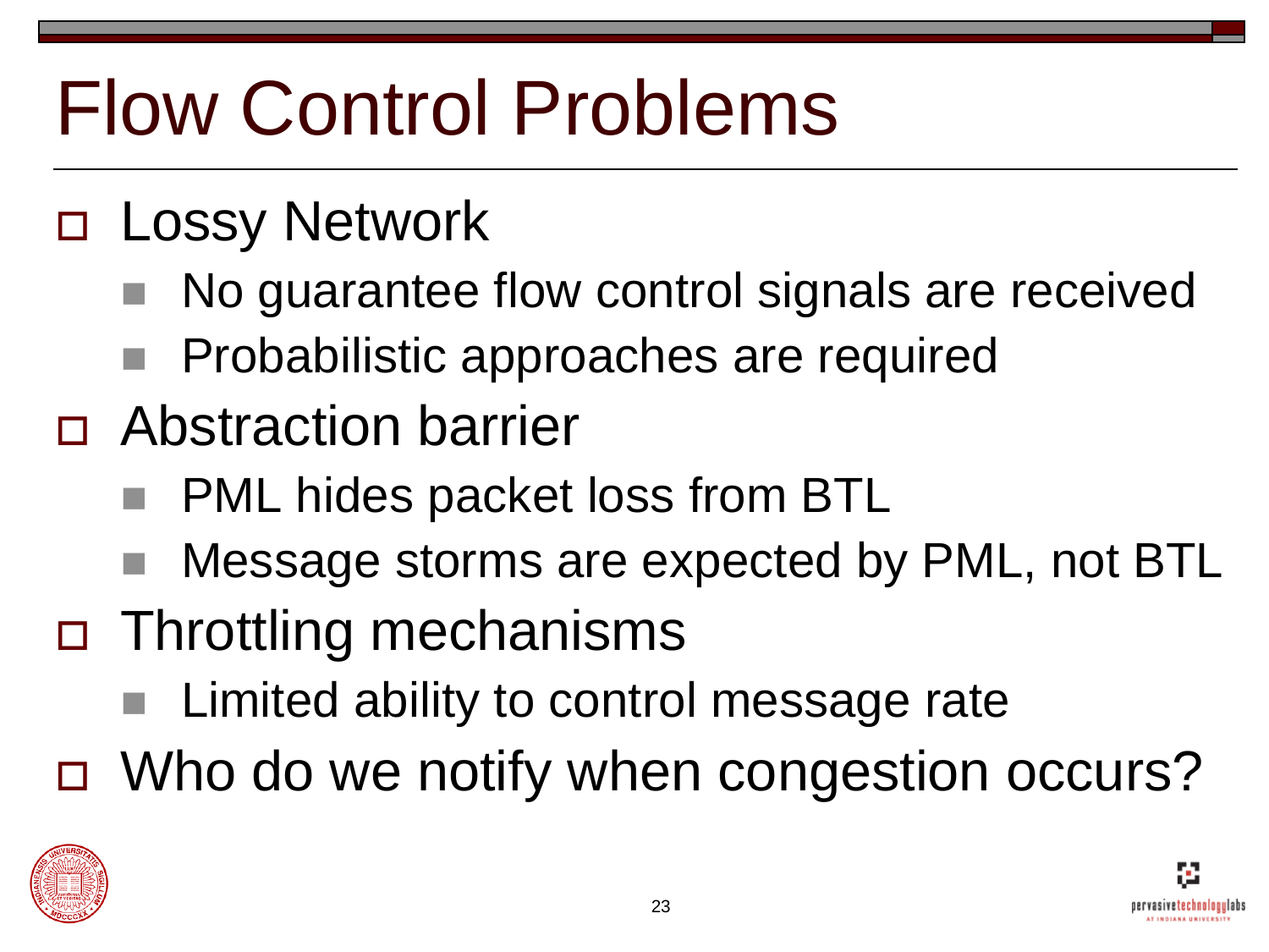# Flow Control Problems

- Lossy Network
  - No guarantee flow control signals are received
  - Probabilistic approaches are required
- Abstraction barrier
  - PML hides packet loss from BTL
  - Message storms are expected by PML, not BTL
- Throttling mechanisms
  - Limited ability to control message rate
- Who do we notify when congestion occurs?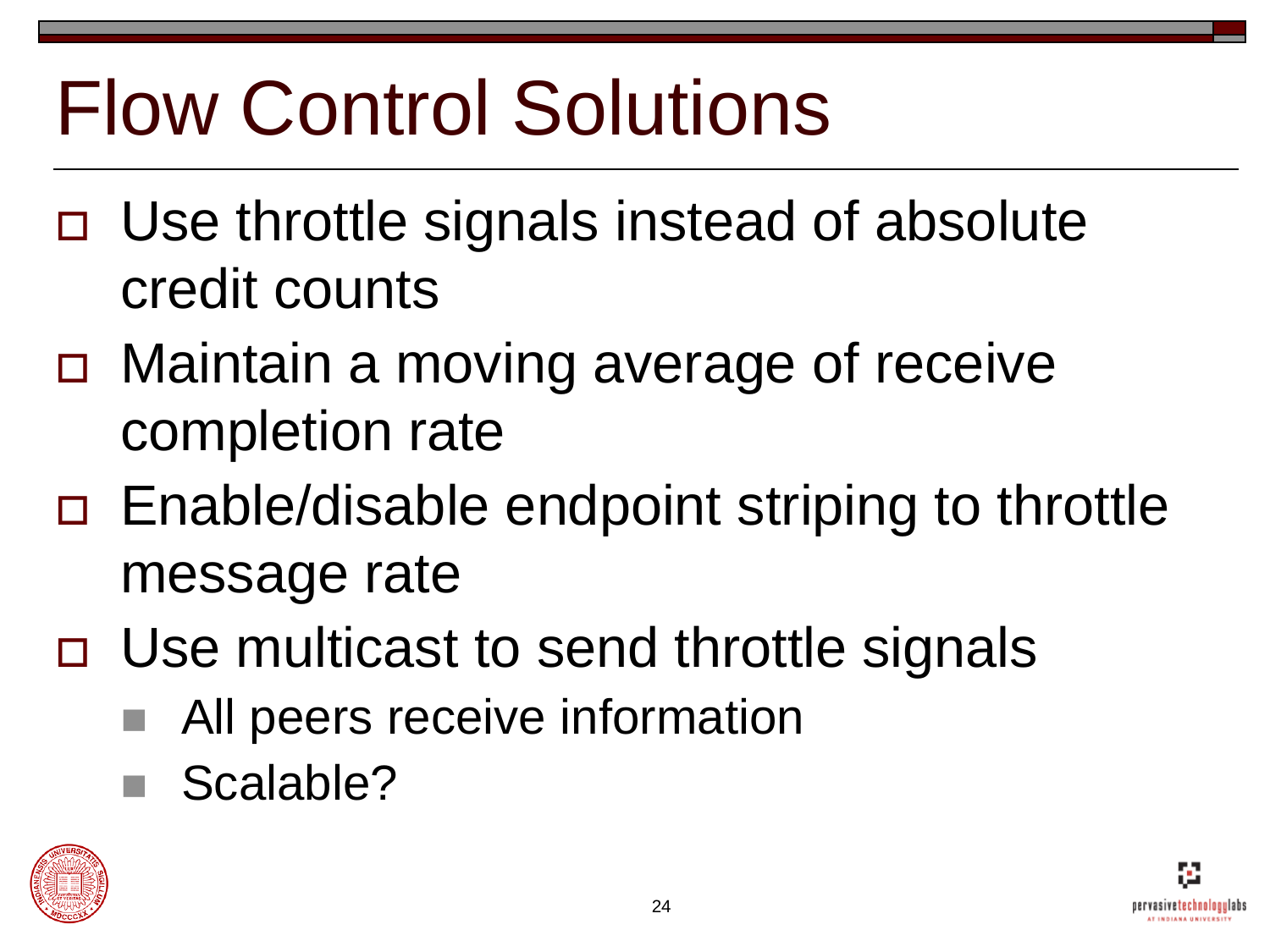# Flow Control Solutions

- Use throttle signals instead of absolute credit counts
- Maintain a moving average of receive completion rate
- Enable/disable endpoint striping to throttle message rate
- Use multicast to send throttle signals
  - All peers receive information
  - Scalable?